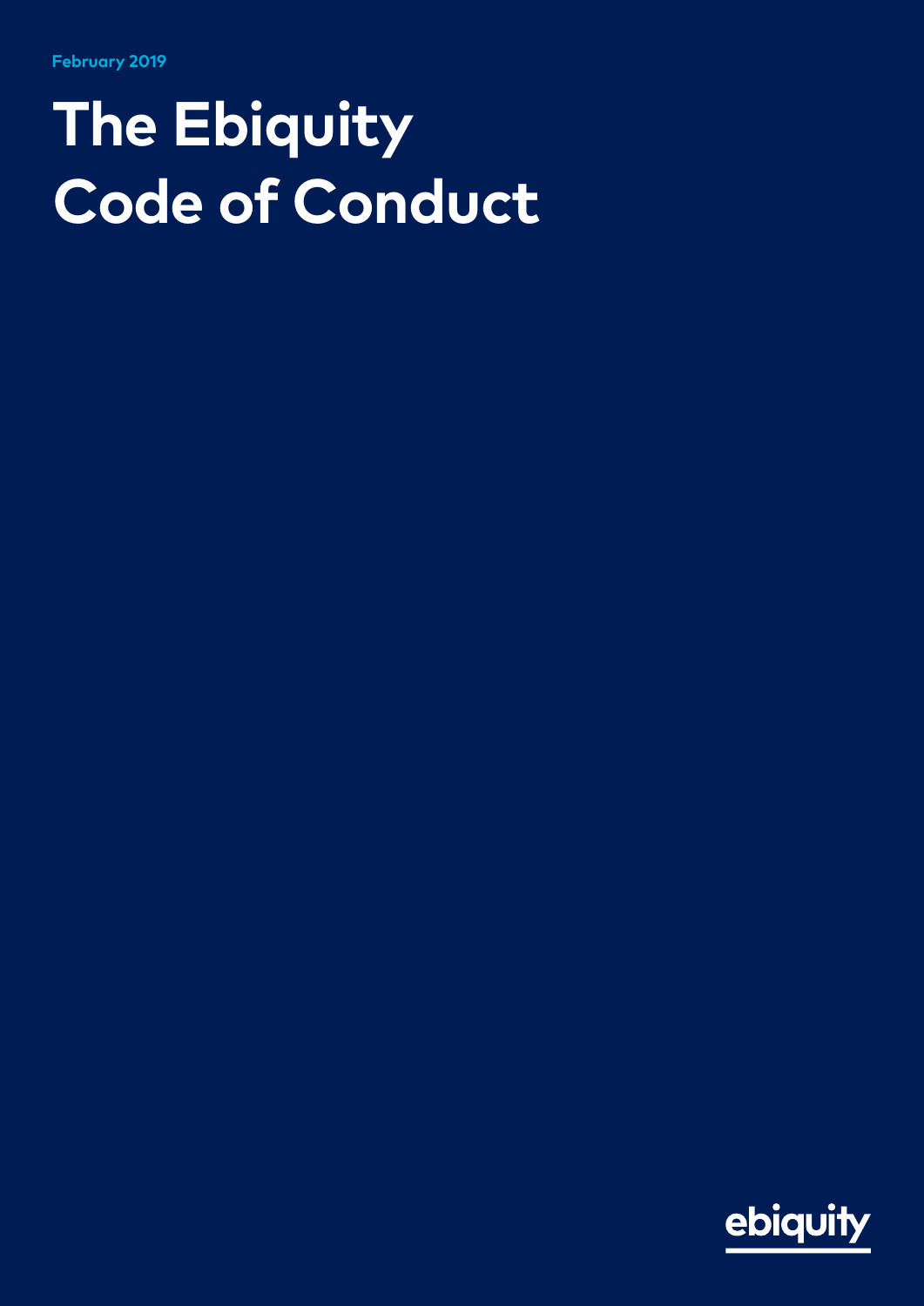February 2019

# The Ebiquity Code of Conduct

ebiquity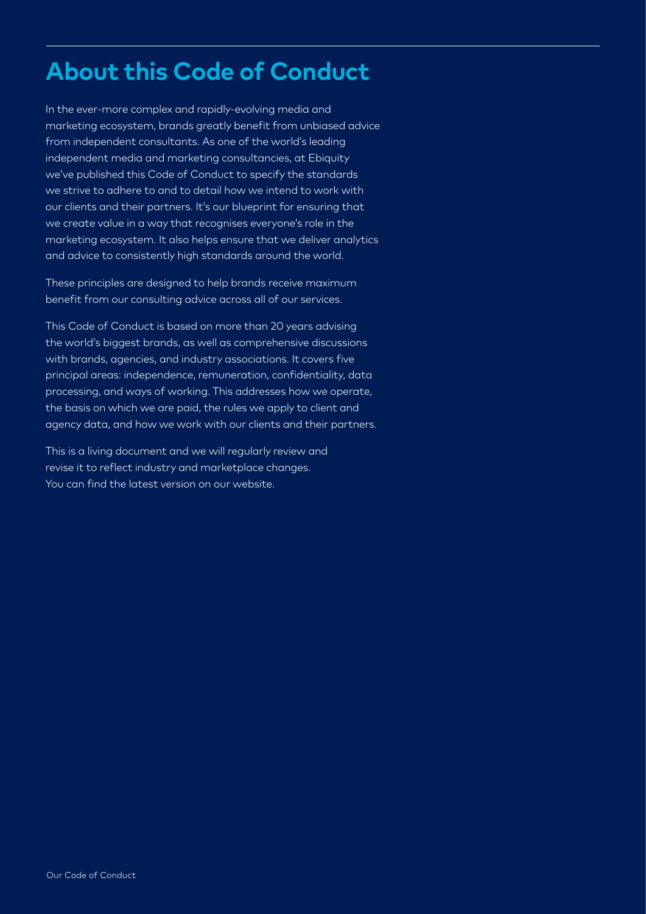# About this Code of Conduct

In the ever-more complex and rapidly-evolving media and marketing ecosystem, brands greatly benefit from unbiased advice from independent consultants. As one of the world's leading independent media and marketing consultancies, at Ebiquity we've published this Code of Conduct to specify the standards we strive to adhere to and to detail how we intend to work with our clients and their partners. It's our blueprint for ensuring that we create value in a way that recognises everyone's role in the marketing ecosystem. It also helps ensure that we deliver analytics and advice to consistently high standards around the world.

These principles are designed to help brands receive maximum benefit from our consulting advice across all of our services.

This Code of Conduct is based on more than 20 years advising the world's biggest brands, as well as comprehensive discussions with brands, agencies, and industry associations. It covers five principal areas: independence, remuneration, confidentiality, data processing, and ways of working. This addresses how we operate, the basis on which we are paid, the rules we apply to client and agency data, and how we work with our clients and their partners.

This is a living document and we will regularly review and revise it to reflect industry and marketplace changes. You can find the latest version on our website.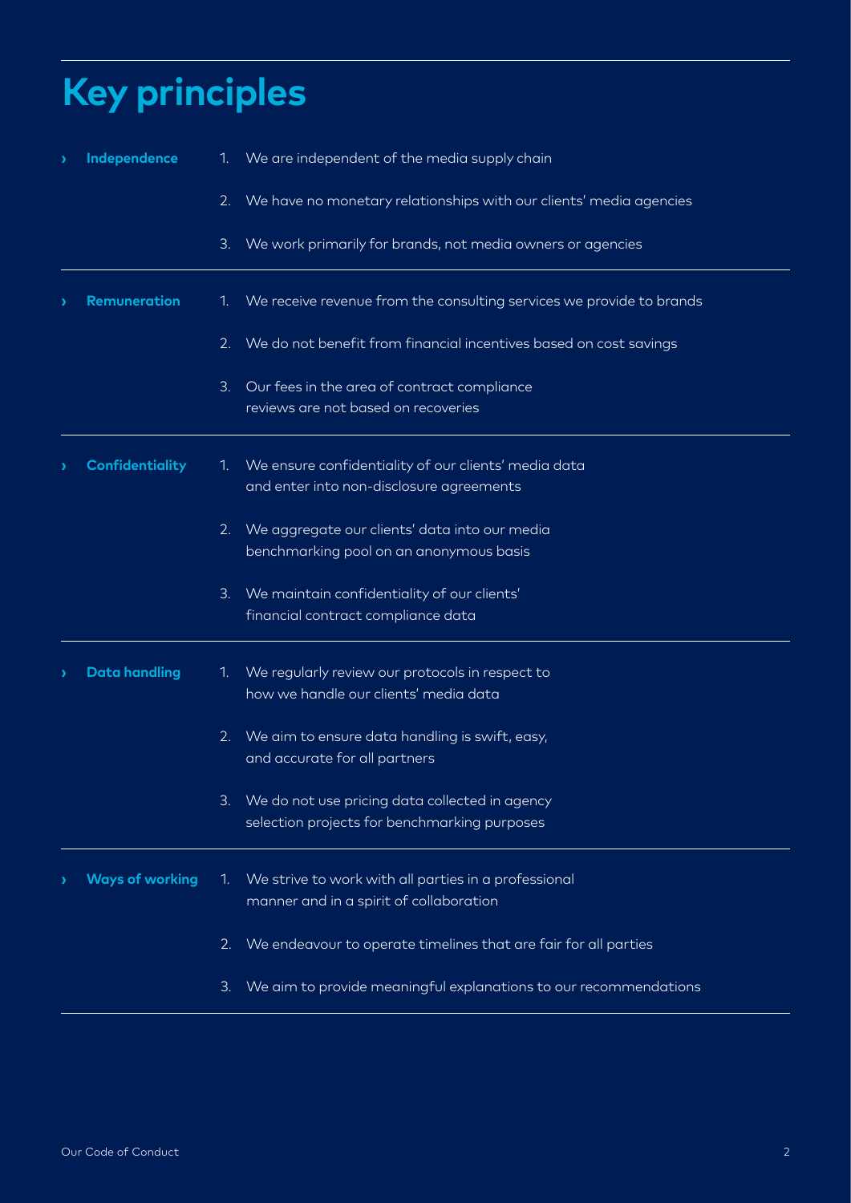# Key principles

| Principle | # | Description |
|---|---|---|
| **Independence** | 1. | We are independent of the media supply chain |
| | 2. | We have no monetary relationships with our clients' media agencies |
| | 3. | We work primarily for brands, not media owners or agencies |
| **Remuneration** | 1. | We receive revenue from the consulting services we provide to brands |
| | 2. | We do not benefit from financial incentives based on cost savings |
| | 3. | Our fees in the area of contract compliance reviews are not based on recoveries |
| **Confidentiality** | 1. | We ensure confidentiality of our clients' media data and enter into non-disclosure agreements |
| | 2. | We aggregate our clients' data into our media benchmarking pool on an anonymous basis |
| | 3. | We maintain confidentiality of our clients' financial contract compliance data |
| **Data handling** | 1. | We regularly review our protocols in respect to how we handle our clients' media data |
| | 2. | We aim to ensure data handling is swift, easy, and accurate for all partners |
| | 3. | We do not use pricing data collected in agency selection projects for benchmarking purposes |
| **Ways of working** | 1. | We strive to work with all parties in a professional manner and in a spirit of collaboration |
| | 2. | We endeavour to operate timelines that are fair for all parties |
| | 3. | We aim to provide meaningful explanations to our recommendations |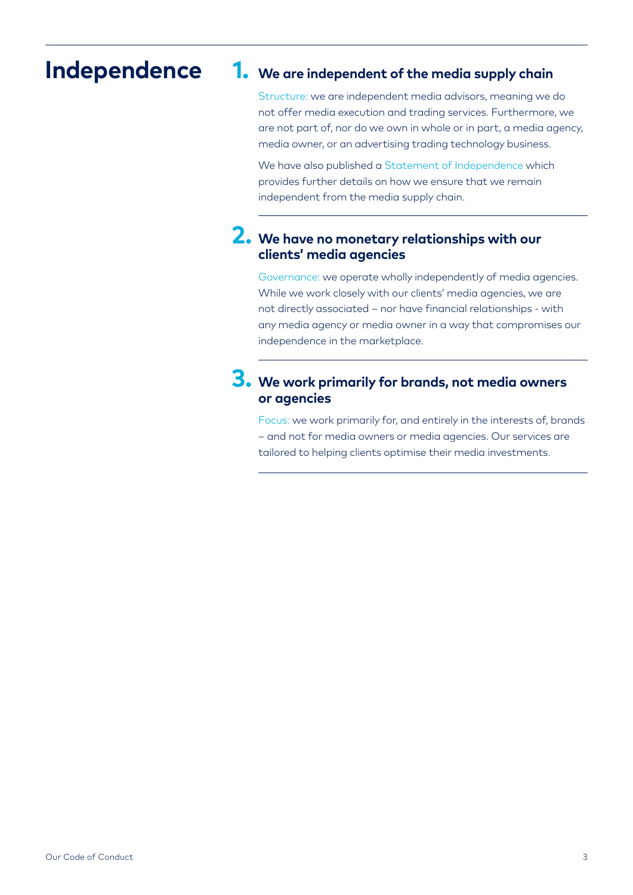# Independence

## 1. We are independent of the media supply chain

Structure: we are independent media advisors, meaning we do not offer media execution and trading services. Furthermore, we are not part of, nor do we own in whole or in part, a media agency, media owner, or an advertising trading technology business.

We have also published a Statement of Independence which provides further details on how we ensure that we remain independent from the media supply chain.

## 2. We have no monetary relationships with our clients' media agencies

Governance: we operate wholly independently of media agencies. While we work closely with our clients' media agencies, we are not directly associated – nor have financial relationships - with any media agency or media owner in a way that compromises our independence in the marketplace.

## 3. We work primarily for brands, not media owners or agencies

Focus: we work primarily for, and entirely in the interests of, brands – and not for media owners or media agencies. Our services are tailored to helping clients optimise their media investments.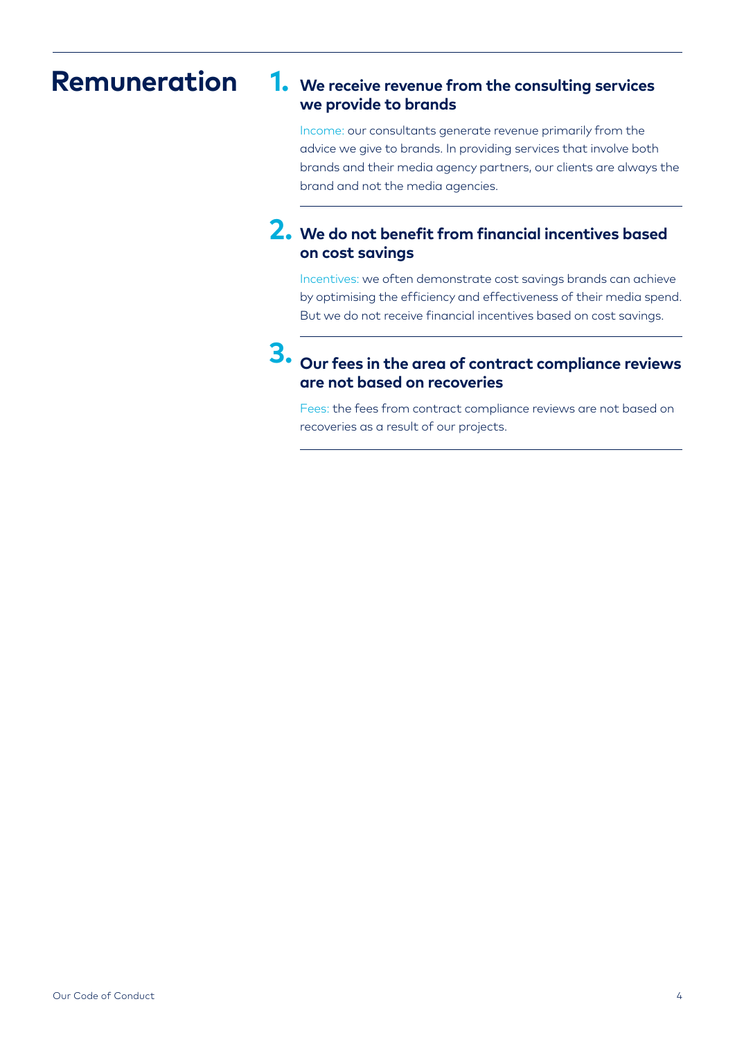# Remuneration

## 1. We receive revenue from the consulting services we provide to brands

Income: our consultants generate revenue primarily from the advice we give to brands. In providing services that involve both brands and their media agency partners, our clients are always the brand and not the media agencies.

## 2. We do not benefit from financial incentives based on cost savings

Incentives: we often demonstrate cost savings brands can achieve by optimising the efficiency and effectiveness of their media spend. But we do not receive financial incentives based on cost savings.

## 3. Our fees in the area of contract compliance reviews are not based on recoveries

Fees: the fees from contract compliance reviews are not based on recoveries as a result of our projects.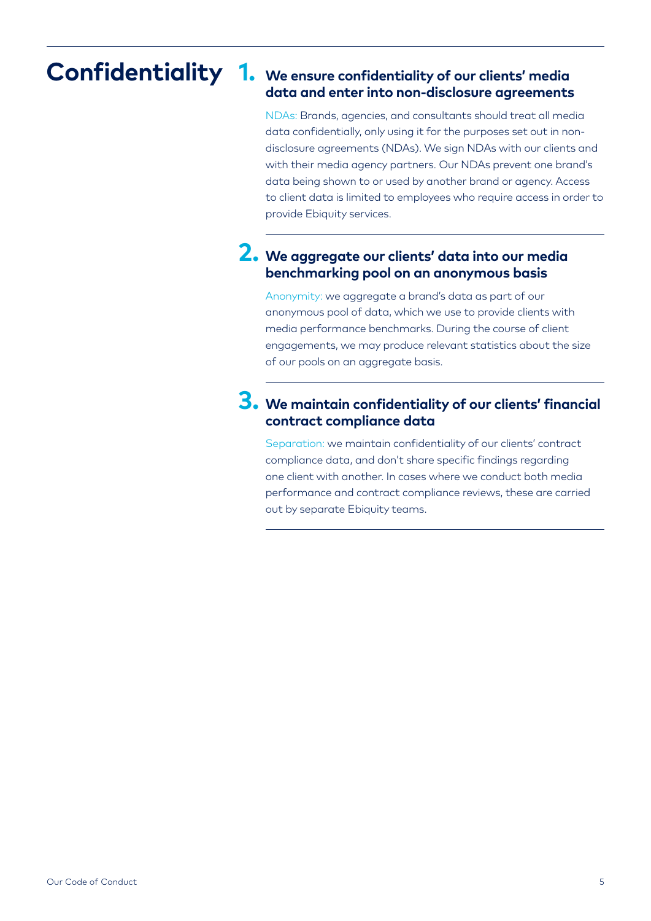# Confidentiality

## 1. We ensure confidentiality of our clients' media data and enter into non-disclosure agreements

NDAs: Brands, agencies, and consultants should treat all media data confidentially, only using it for the purposes set out in non-disclosure agreements (NDAs). We sign NDAs with our clients and with their media agency partners. Our NDAs prevent one brand's data being shown to or used by another brand or agency. Access to client data is limited to employees who require access in order to provide Ebiquity services.

## 2. We aggregate our clients' data into our media benchmarking pool on an anonymous basis

Anonymity: we aggregate a brand's data as part of our anonymous pool of data, which we use to provide clients with media performance benchmarks. During the course of client engagements, we may produce relevant statistics about the size of our pools on an aggregate basis.

## 3. We maintain confidentiality of our clients' financial contract compliance data

Separation: we maintain confidentiality of our clients' contract compliance data, and don't share specific findings regarding one client with another. In cases where we conduct both media performance and contract compliance reviews, these are carried out by separate Ebiquity teams.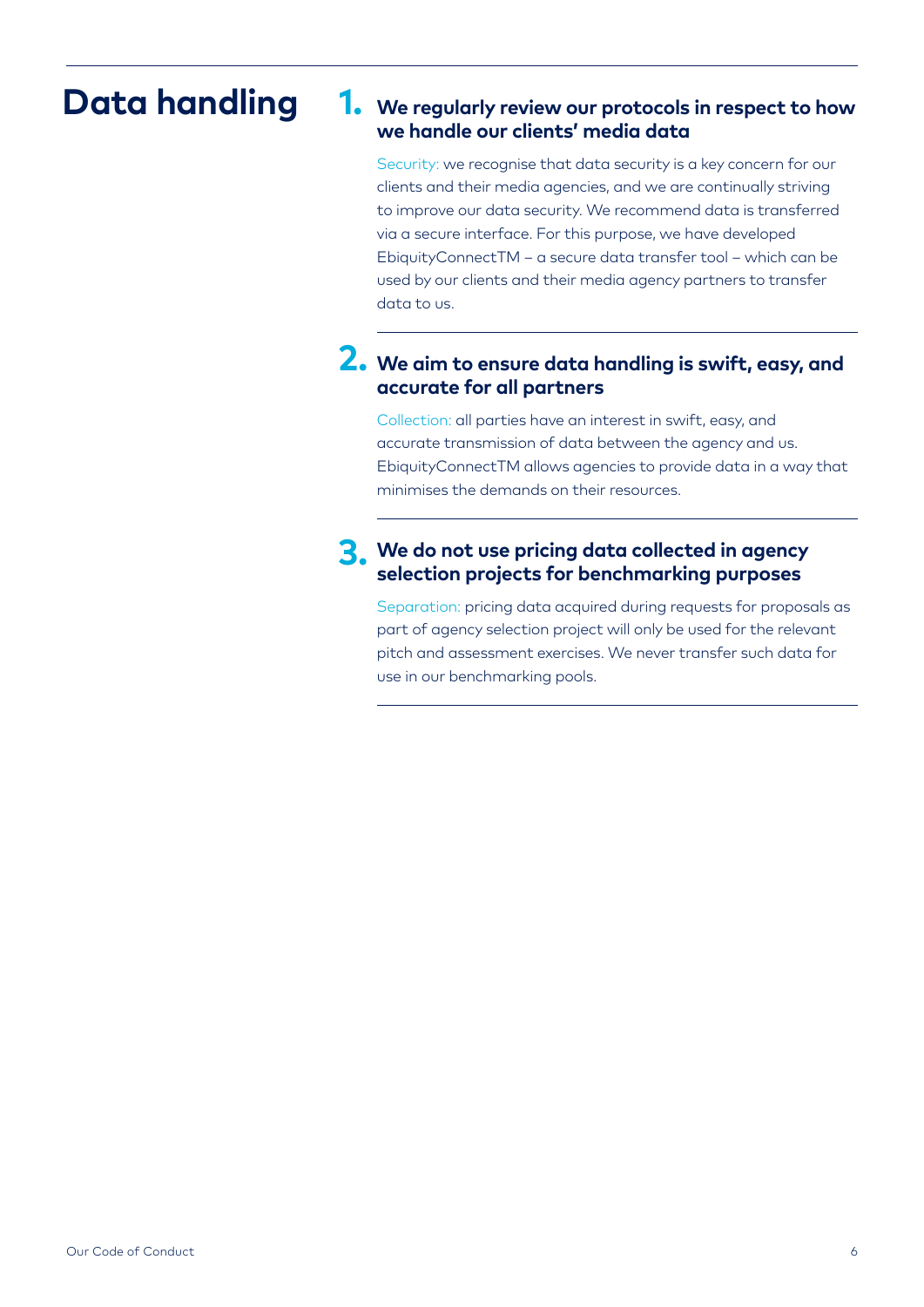# Data handling

## 1. We regularly review our protocols in respect to how we handle our clients' media data

Security: we recognise that data security is a key concern for our clients and their media agencies, and we are continually striving to improve our data security. We recommend data is transferred via a secure interface. For this purpose, we have developed EbiquityConnectTM – a secure data transfer tool – which can be used by our clients and their media agency partners to transfer data to us.

## 2. We aim to ensure data handling is swift, easy, and accurate for all partners

Collection: all parties have an interest in swift, easy, and accurate transmission of data between the agency and us. EbiquityConnectTM allows agencies to provide data in a way that minimises the demands on their resources.

## 3. We do not use pricing data collected in agency selection projects for benchmarking purposes

Separation: pricing data acquired during requests for proposals as part of agency selection project will only be used for the relevant pitch and assessment exercises. We never transfer such data for use in our benchmarking pools.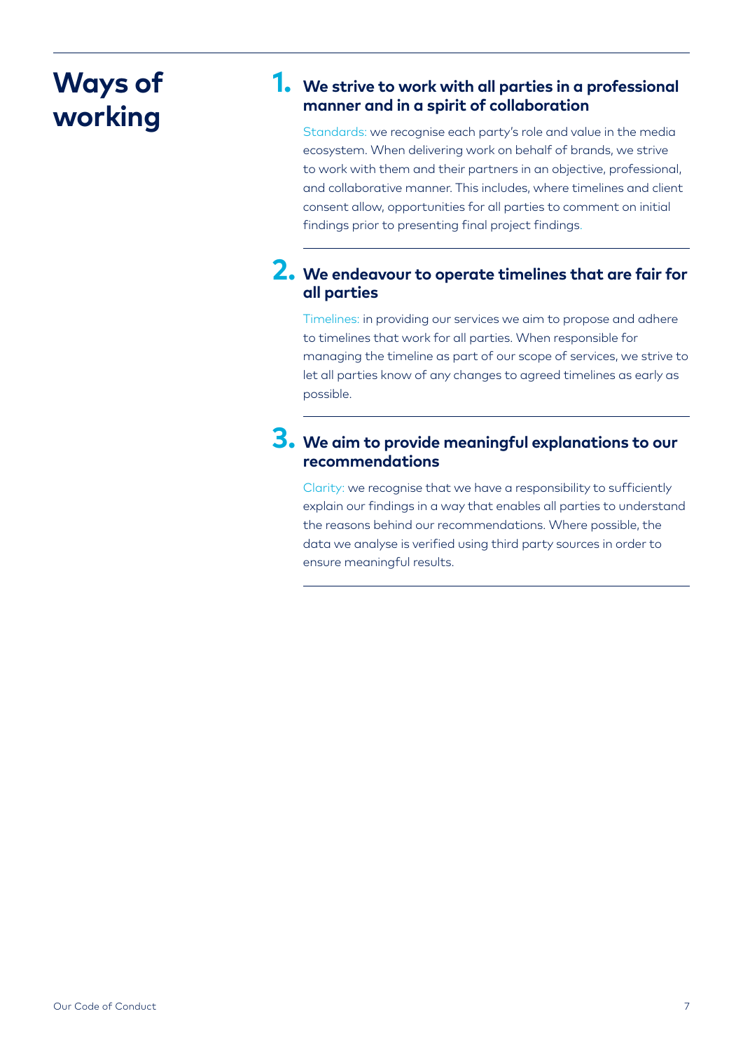# Ways of working

## 1. We strive to work with all parties in a professional manner and in a spirit of collaboration

Standards: we recognise each party's role and value in the media ecosystem. When delivering work on behalf of brands, we strive to work with them and their partners in an objective, professional, and collaborative manner. This includes, where timelines and client consent allow, opportunities for all parties to comment on initial findings prior to presenting final project findings.

## 2. We endeavour to operate timelines that are fair for all parties

Timelines: in providing our services we aim to propose and adhere to timelines that work for all parties. When responsible for managing the timeline as part of our scope of services, we strive to let all parties know of any changes to agreed timelines as early as possible.

## 3. We aim to provide meaningful explanations to our recommendations

Clarity: we recognise that we have a responsibility to sufficiently explain our findings in a way that enables all parties to understand the reasons behind our recommendations. Where possible, the data we analyse is verified using third party sources in order to ensure meaningful results.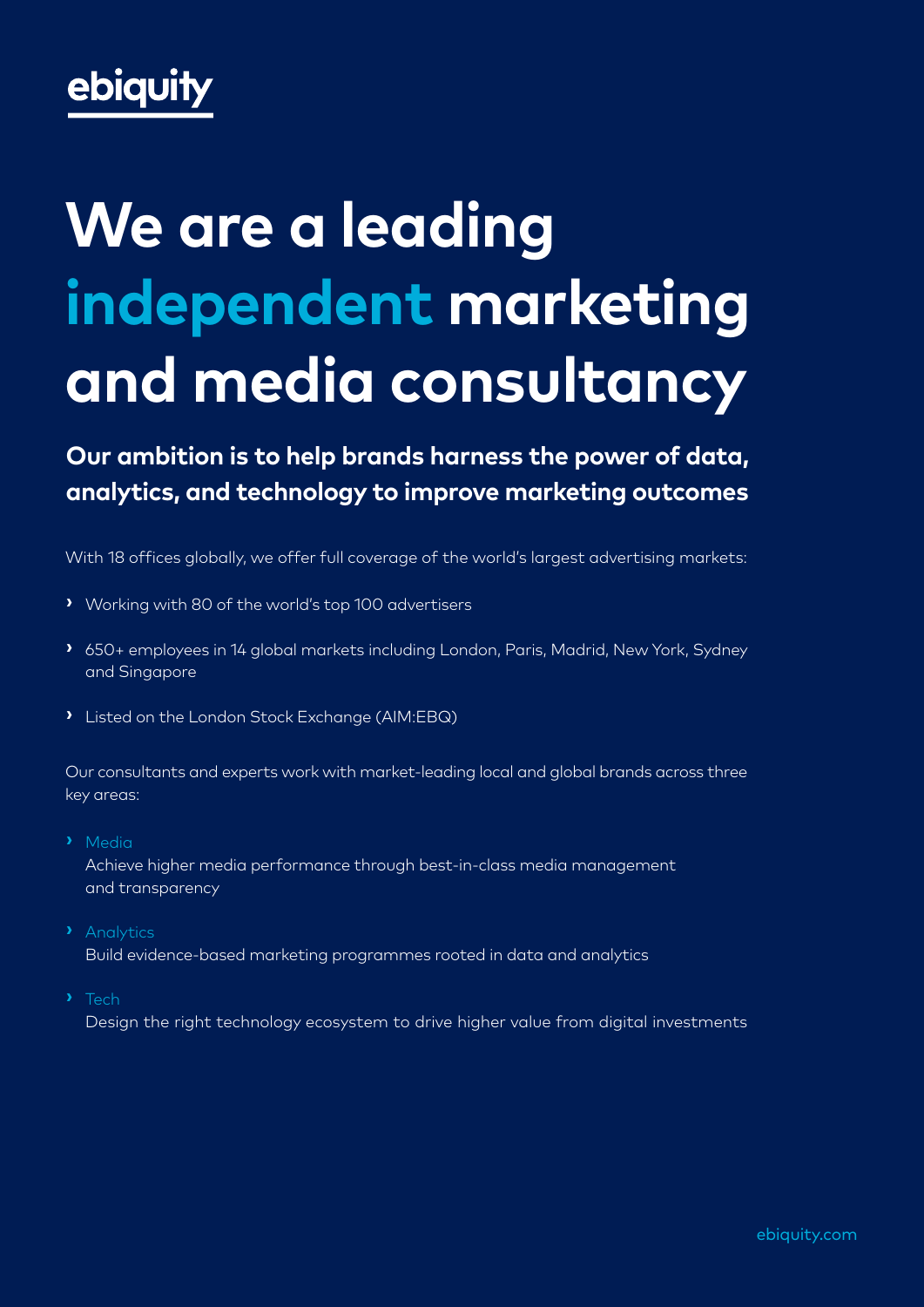ebiquity

# We are a leading independent marketing and media consultancy

## Our ambition is to help brands harness the power of data, analytics, and technology to improve marketing outcomes

With 18 offices globally, we offer full coverage of the world's largest advertising markets:

- Working with 80 of the world's top 100 advertisers
- 650+ employees in 14 global markets including London, Paris, Madrid, New York, Sydney and Singapore
- Listed on the London Stock Exchange (AIM:EBQ)

Our consultants and experts work with market-leading local and global brands across three key areas:

- Media
  Achieve higher media performance through best-in-class media management and transparency
- Analytics
  Build evidence-based marketing programmes rooted in data and analytics
- Tech
  Design the right technology ecosystem to drive higher value from digital investments

ebiquity.com